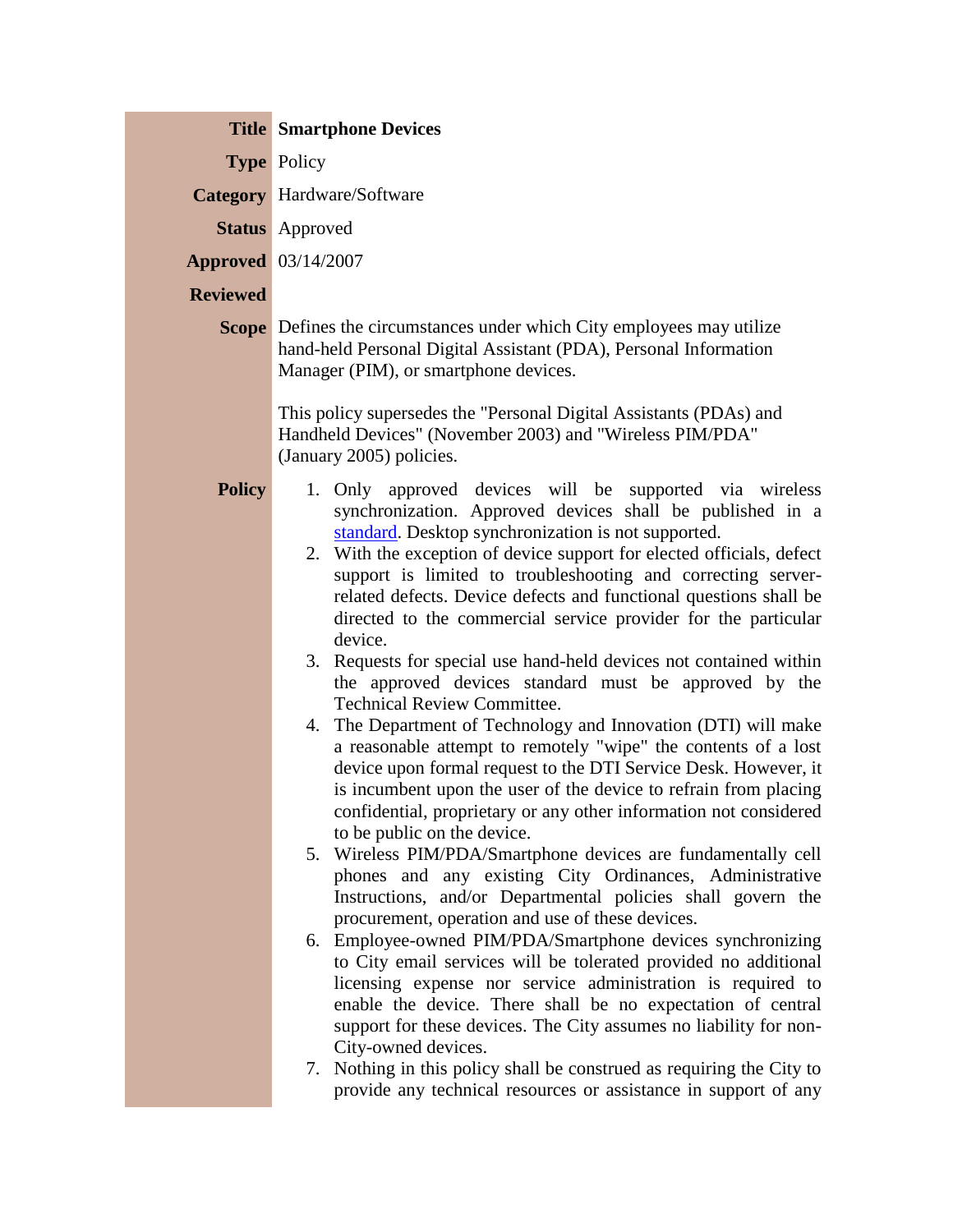| | |
|---|---|
| **Title** | **Smartphone Devices** |
| **Type** | Policy |
| **Category** | Hardware/Software |
| **Status** | Approved |
| **Approved** | 03/14/2007 |
| **Reviewed** | |
| **Scope** | Defines the circumstances under which City employees may utilize hand-held Personal Digital Assistant (PDA), Personal Information Manager (PIM), or smartphone devices.<br><br>This policy supersedes the "Personal Digital Assistants (PDAs) and Handheld Devices" (November 2003) and "Wireless PIM/PDA" (January 2005) policies. |

**Policy**

1. Only approved devices will be supported via wireless synchronization. Approved devices shall be published in a standard. Desktop synchronization is not supported.
2. With the exception of device support for elected officials, defect support is limited to troubleshooting and correcting server-related defects. Device defects and functional questions shall be directed to the commercial service provider for the particular device.
3. Requests for special use hand-held devices not contained within the approved devices standard must be approved by the Technical Review Committee.
4. The Department of Technology and Innovation (DTI) will make a reasonable attempt to remotely "wipe" the contents of a lost device upon formal request to the DTI Service Desk. However, it is incumbent upon the user of the device to refrain from placing confidential, proprietary or any other information not considered to be public on the device.
5. Wireless PIM/PDA/Smartphone devices are fundamentally cell phones and any existing City Ordinances, Administrative Instructions, and/or Departmental policies shall govern the procurement, operation and use of these devices.
6. Employee-owned PIM/PDA/Smartphone devices synchronizing to City email services will be tolerated provided no additional licensing expense nor service administration is required to enable the device. There shall be no expectation of central support for these devices. The City assumes no liability for non-City-owned devices.
7. Nothing in this policy shall be construed as requiring the City to provide any technical resources or assistance in support of any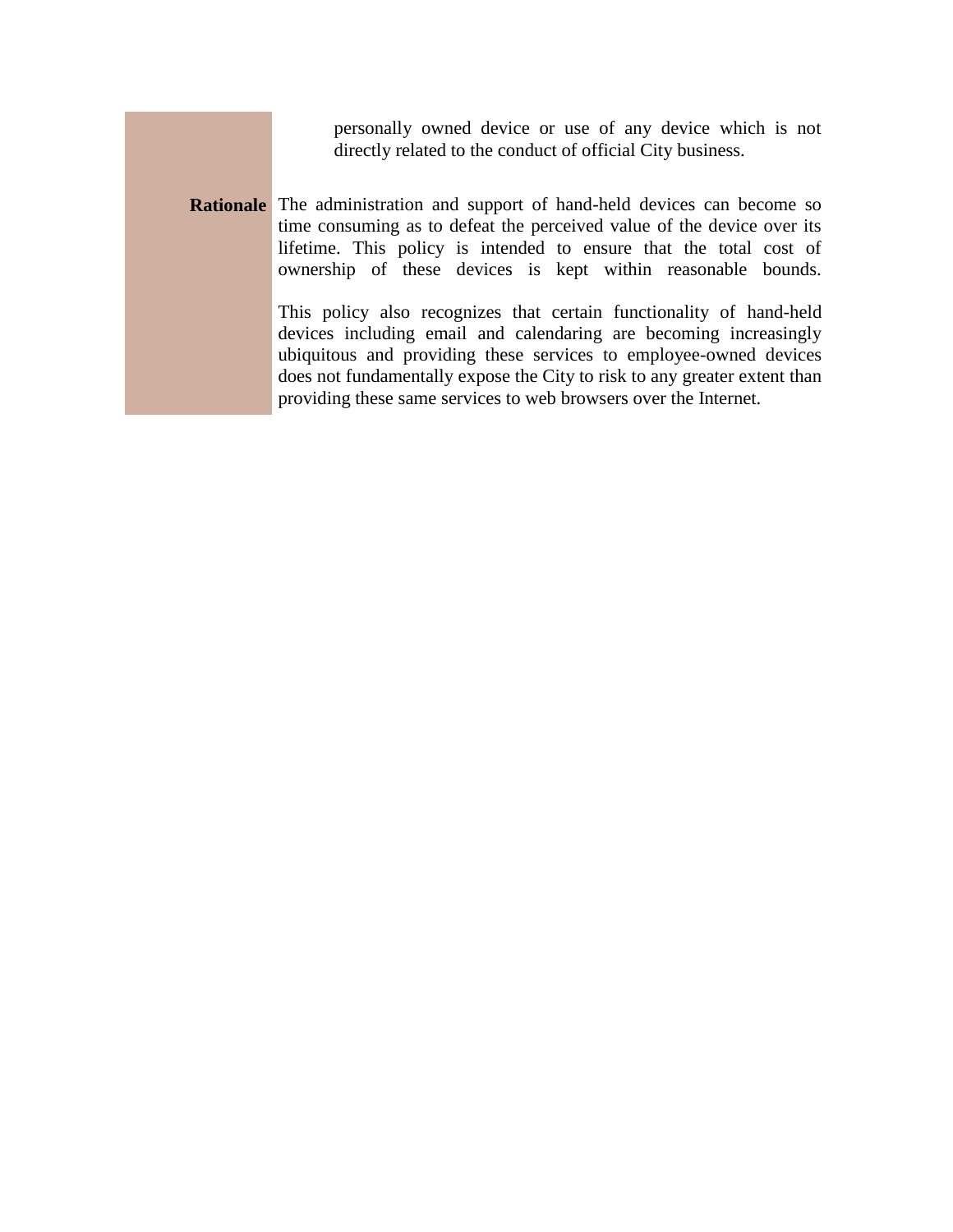personally owned device or use of any device which is not directly related to the conduct of official City business.

**Rationale**

The administration and support of hand-held devices can become so time consuming as to defeat the perceived value of the device over its lifetime. This policy is intended to ensure that the total cost of ownership of these devices is kept within reasonable bounds.

This policy also recognizes that certain functionality of hand-held devices including email and calendaring are becoming increasingly ubiquitous and providing these services to employee-owned devices does not fundamentally expose the City to risk to any greater extent than providing these same services to web browsers over the Internet.